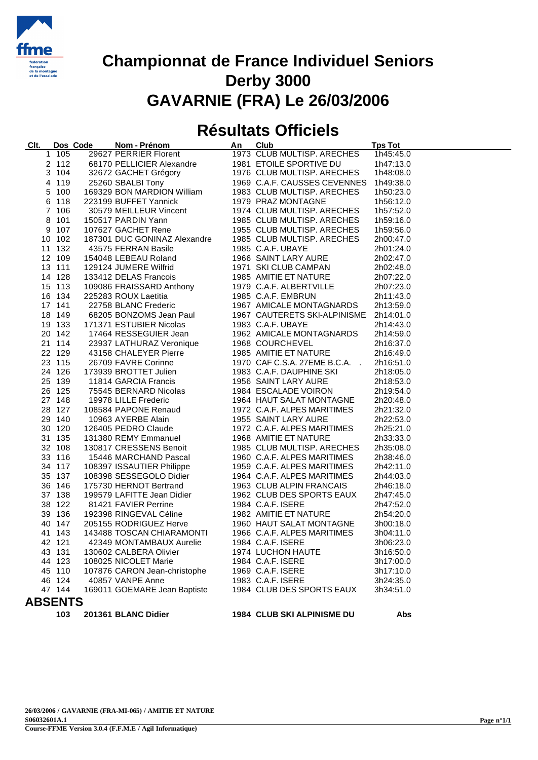# Championnat de France Individuel Seniors
# Derby 3000
# GAVARNIE (FRA) Le 26/03/2006

## Résultats Officiels

| Clt. | Dos | Code | Nom - Prénom | An | Club | Tps Tot |
|---|---|---|---|---|---|---|
| 1 | 105 | 29627 | PERRIER Florent | 1973 | CLUB MULTISP. ARECHES | 1h45:45.0 |
| 2 | 112 | 68170 | PELLICIER Alexandre | 1981 | ETOILE SPORTIVE DU | 1h47:13.0 |
| 3 | 104 | 32672 | GACHET Grégory | 1976 | CLUB MULTISP. ARECHES | 1h48:08.0 |
| 4 | 119 | 25260 | SBALBI Tony | 1969 | C.A.F. CAUSSES CEVENNES | 1h49:38.0 |
| 5 | 100 | 169329 | BON MARDION William | 1983 | CLUB MULTISP. ARECHES | 1h50:23.0 |
| 6 | 118 | 223199 | BUFFET Yannick | 1979 | PRAZ MONTAGNE | 1h56:12.0 |
| 7 | 106 | 30579 | MEILLEUR Vincent | 1974 | CLUB MULTISP. ARECHES | 1h57:52.0 |
| 8 | 101 | 150517 | PARDIN Yann | 1985 | CLUB MULTISP. ARECHES | 1h59:16.0 |
| 9 | 107 | 107627 | GACHET Rene | 1955 | CLUB MULTISP. ARECHES | 1h59:56.0 |
| 10 | 102 | 187301 | DUC GONINAZ Alexandre | 1985 | CLUB MULTISP. ARECHES | 2h00:47.0 |
| 11 | 132 | 43575 | FERRAN Basile | 1985 | C.A.F. UBAYE | 2h01:24.0 |
| 12 | 109 | 154048 | LEBEAU Roland | 1966 | SAINT LARY AURE | 2h02:47.0 |
| 13 | 111 | 129124 | JUMERE Wilfrid | 1971 | SKI CLUB CAMPAN | 2h02:48.0 |
| 14 | 128 | 133412 | DELAS Francois | 1985 | AMITIE ET NATURE | 2h07:22.0 |
| 15 | 113 | 109086 | FRAISSARD Anthony | 1979 | C.A.F. ALBERTVILLE | 2h07:23.0 |
| 16 | 134 | 225283 | ROUX Laetitia | 1985 | C.A.F. EMBRUN | 2h11:43.0 |
| 17 | 141 | 22758 | BLANC Frederic | 1967 | AMICALE MONTAGNARDS | 2h13:59.0 |
| 18 | 149 | 68205 | BONZOMS Jean Paul | 1967 | CAUTERETS SKI-ALPINISME | 2h14:01.0 |
| 19 | 133 | 171371 | ESTUBIER Nicolas | 1983 | C.A.F. UBAYE | 2h14:43.0 |
| 20 | 142 | 17464 | RESSEGUIER Jean | 1962 | AMICALE MONTAGNARDS | 2h14:59.0 |
| 21 | 114 | 23937 | LATHURAZ Veronique | 1968 | COURCHEVEL | 2h16:37.0 |
| 22 | 129 | 43158 | CHALEYER Pierre | 1985 | AMITIE ET NATURE | 2h16:49.0 |
| 23 | 115 | 26709 | FAVRE Corinne | 1970 | CAF C.S.A. 27EME B.C.A. . | 2h16:51.0 |
| 24 | 126 | 173939 | BROTTET Julien | 1983 | C.A.F. DAUPHINE SKI | 2h18:05.0 |
| 25 | 139 | 11814 | GARCIA Francis | 1956 | SAINT LARY AURE | 2h18:53.0 |
| 26 | 125 | 75545 | BERNARD Nicolas | 1984 | ESCALADE VOIRON | 2h19:54.0 |
| 27 | 148 | 19978 | LILLE Frederic | 1964 | HAUT SALAT MONTAGNE | 2h20:48.0 |
| 28 | 127 | 108584 | PAPONE Renaud | 1972 | C.A.F. ALPES MARITIMES | 2h21:32.0 |
| 29 | 140 | 10963 | AYERBE Alain | 1955 | SAINT LARY AURE | 2h22:53.0 |
| 30 | 120 | 126405 | PEDRO Claude | 1972 | C.A.F. ALPES MARITIMES | 2h25:21.0 |
| 31 | 135 | 131380 | REMY Emmanuel | 1968 | AMITIE ET NATURE | 2h33:33.0 |
| 32 | 108 | 130817 | CRESSENS Benoit | 1985 | CLUB MULTISP. ARECHES | 2h35:08.0 |
| 33 | 116 | 15446 | MARCHAND Pascal | 1960 | C.A.F. ALPES MARITIMES | 2h38:46.0 |
| 34 | 117 | 108397 | ISSAUTIER Philippe | 1959 | C.A.F. ALPES MARITIMES | 2h42:11.0 |
| 35 | 137 | 108398 | SESSEGOLO Didier | 1964 | C.A.F. ALPES MARITIMES | 2h44:03.0 |
| 36 | 146 | 175730 | HERNOT Bertrand | 1963 | CLUB ALPIN FRANCAIS | 2h46:18.0 |
| 37 | 138 | 199579 | LAFITTE Jean Didier | 1962 | CLUB DES SPORTS EAUX | 2h47:45.0 |
| 38 | 122 | 81421 | FAVIER Perrine | 1984 | C.A.F. ISERE | 2h47:52.0 |
| 39 | 136 | 192398 | RINGEVAL Céline | 1982 | AMITIE ET NATURE | 2h54:20.0 |
| 40 | 147 | 205155 | RODRIGUEZ Herve | 1960 | HAUT SALAT MONTAGNE | 3h00:18.0 |
| 41 | 143 | 143488 | TOSCAN CHIARAMONTI | 1966 | C.A.F. ALPES MARITIMES | 3h04:11.0 |
| 42 | 121 | 42349 | MONTAMBAUX Aurelie | 1984 | C.A.F. ISERE | 3h06:23.0 |
| 43 | 131 | 130602 | CALBERA Olivier | 1974 | LUCHON HAUTE | 3h16:50.0 |
| 44 | 123 | 108025 | NICOLET Marie | 1984 | C.A.F. ISERE | 3h17:00.0 |
| 45 | 110 | 107876 | CARON Jean-christophe | 1969 | C.A.F. ISERE | 3h17:10.0 |
| 46 | 124 | 40857 | VANPE Anne | 1983 | C.A.F. ISERE | 3h24:35.0 |
| 47 | 144 | 169011 | GOEMARE Jean Baptiste | 1984 | CLUB DES SPORTS EAUX | 3h34:51.0 |

## ABSENTS

| Dos | Code | Nom - Prénom | An | Club | Tps Tot |
|---|---|---|---|---|---|
| **103** | **201361** | **BLANC Didier** | **1984** | **CLUB SKI ALPINISME DU** | **Abs** |

**26/03/2006 / GAVARNIE (FRA-MI-065) / AMITIE ET NATURE**
**S06032601A.1**
**Course-FFME Version 3.0.4 (F.F.M.E / Agil Informatique)**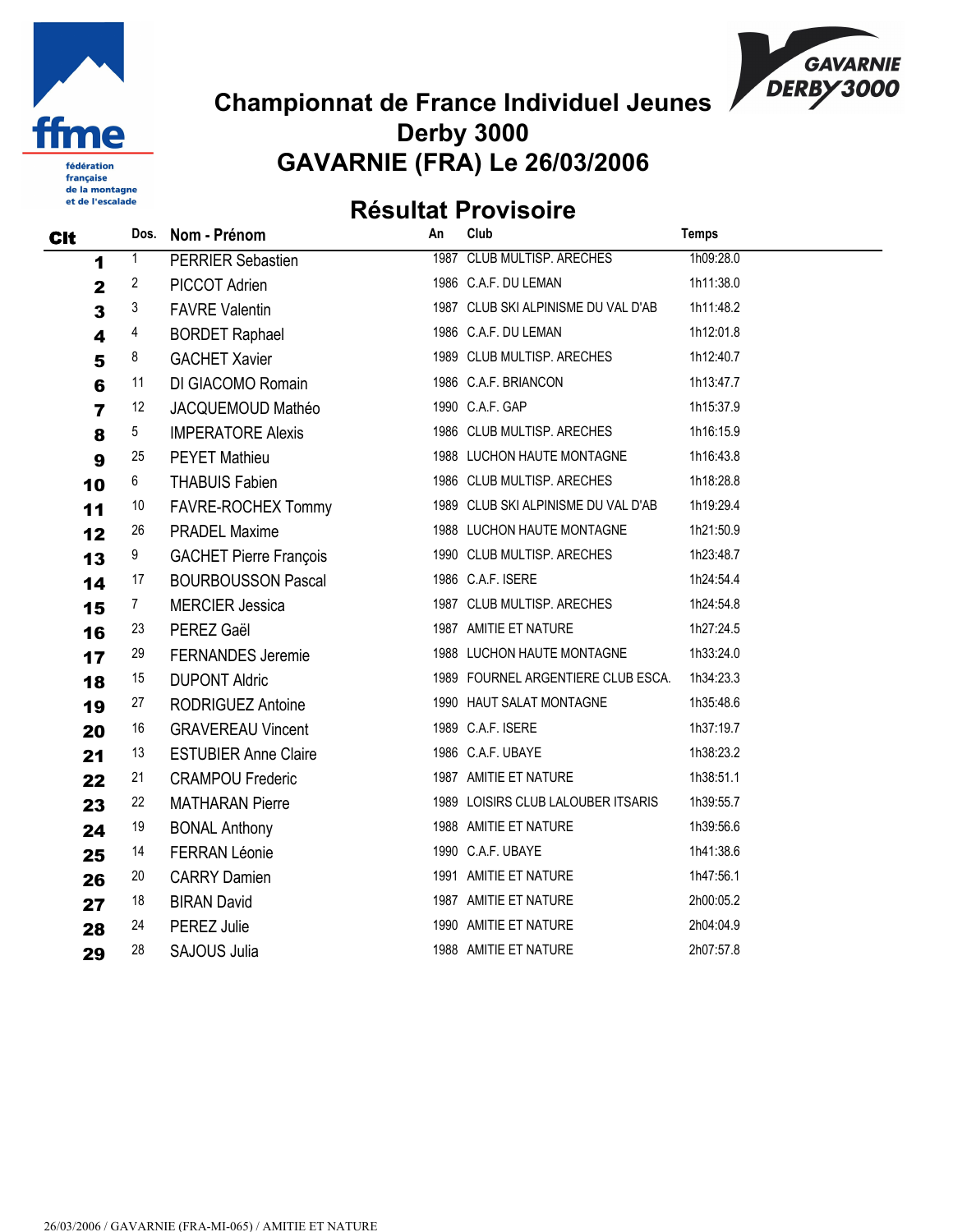# Championnat de France Individuel Jeunes
# Derby 3000
# GAVARNIE (FRA) Le 26/03/2006

## Résultat Provisoire

| Clt | Dos. | Nom - Prénom | An | Club | Temps |
|---|---|---|---|---|---|
| 1 | 1 | PERRIER Sebastien | 1987 | CLUB MULTISP. ARECHES | 1h09:28.0 |
| 2 | 2 | PICCOT Adrien | 1986 | C.A.F. DU LEMAN | 1h11:38.0 |
| 3 | 3 | FAVRE Valentin | 1987 | CLUB SKI ALPINISME DU VAL D'AB | 1h11:48.2 |
| 4 | 4 | BORDET Raphael | 1986 | C.A.F. DU LEMAN | 1h12:01.8 |
| 5 | 8 | GACHET Xavier | 1989 | CLUB MULTISP. ARECHES | 1h12:40.7 |
| 6 | 11 | DI GIACOMO Romain | 1986 | C.A.F. BRIANCON | 1h13:47.7 |
| 7 | 12 | JACQUEMOUD Mathéo | 1990 | C.A.F. GAP | 1h15:37.9 |
| 8 | 5 | IMPERATORE Alexis | 1986 | CLUB MULTISP. ARECHES | 1h16:15.9 |
| 9 | 25 | PEYET Mathieu | 1988 | LUCHON HAUTE MONTAGNE | 1h16:43.8 |
| 10 | 6 | THABUIS Fabien | 1986 | CLUB MULTISP. ARECHES | 1h18:28.8 |
| 11 | 10 | FAVRE-ROCHEX Tommy | 1989 | CLUB SKI ALPINISME DU VAL D'AB | 1h19:29.4 |
| 12 | 26 | PRADEL Maxime | 1988 | LUCHON HAUTE MONTAGNE | 1h21:50.9 |
| 13 | 9 | GACHET Pierre François | 1990 | CLUB MULTISP. ARECHES | 1h23:48.7 |
| 14 | 17 | BOURBOUSSON Pascal | 1986 | C.A.F. ISERE | 1h24:54.4 |
| 15 | 7 | MERCIER Jessica | 1987 | CLUB MULTISP. ARECHES | 1h24:54.8 |
| 16 | 23 | PEREZ Gaël | 1987 | AMITIE ET NATURE | 1h27:24.5 |
| 17 | 29 | FERNANDES Jeremie | 1988 | LUCHON HAUTE MONTAGNE | 1h33:24.0 |
| 18 | 15 | DUPONT Aldric | 1989 | FOURNEL ARGENTIERE CLUB ESCA. | 1h34:23.3 |
| 19 | 27 | RODRIGUEZ Antoine | 1990 | HAUT SALAT MONTAGNE | 1h35:48.6 |
| 20 | 16 | GRAVEREAU Vincent | 1989 | C.A.F. ISERE | 1h37:19.7 |
| 21 | 13 | ESTUBIER Anne Claire | 1986 | C.A.F. UBAYE | 1h38:23.2 |
| 22 | 21 | CRAMPOU Frederic | 1987 | AMITIE ET NATURE | 1h38:51.1 |
| 23 | 22 | MATHARAN Pierre | 1989 | LOISIRS CLUB LALOUBER ITSARIS | 1h39:55.7 |
| 24 | 19 | BONAL Anthony | 1988 | AMITIE ET NATURE | 1h39:56.6 |
| 25 | 14 | FERRAN Léonie | 1990 | C.A.F. UBAYE | 1h41:38.6 |
| 26 | 20 | CARRY Damien | 1991 | AMITIE ET NATURE | 1h47:56.1 |
| 27 | 18 | BIRAN David | 1987 | AMITIE ET NATURE | 2h00:05.2 |
| 28 | 24 | PEREZ Julie | 1990 | AMITIE ET NATURE | 2h04:04.9 |
| 29 | 28 | SAJOUS Julia | 1988 | AMITIE ET NATURE | 2h07:57.8 |

26/03/2006 / GAVARNIE (FRA-MI-065) / AMITIE ET NATURE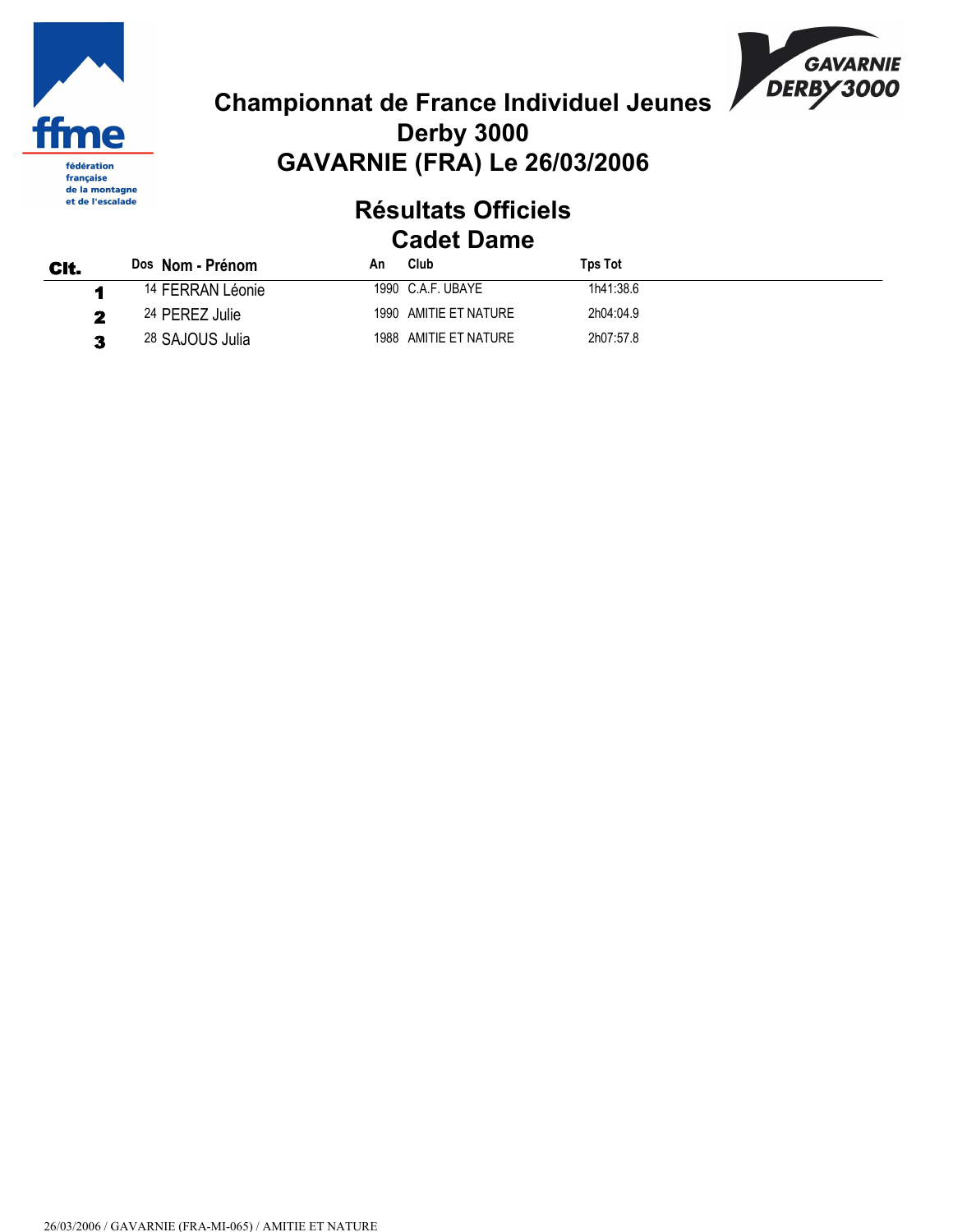# Championnat de France Individuel Jeunes
# Derby 3000
# GAVARNIE (FRA) Le 26/03/2006

## Résultats Officiels
## Cadet Dame

| Clt. | Dos | Nom - Prénom | An | Club | Tps Tot |
|---|---|---|---|---|---|
| 1 | 14 | FERRAN Léonie | 1990 | C.A.F. UBAYE | 1h41:38.6 |
| 2 | 24 | PEREZ Julie | 1990 | AMITIE ET NATURE | 2h04:04.9 |
| 3 | 28 | SAJOUS Julia | 1988 | AMITIE ET NATURE | 2h07:57.8 |

26/03/2006 / GAVARNIE (FRA-MI-065) / AMITIE ET NATURE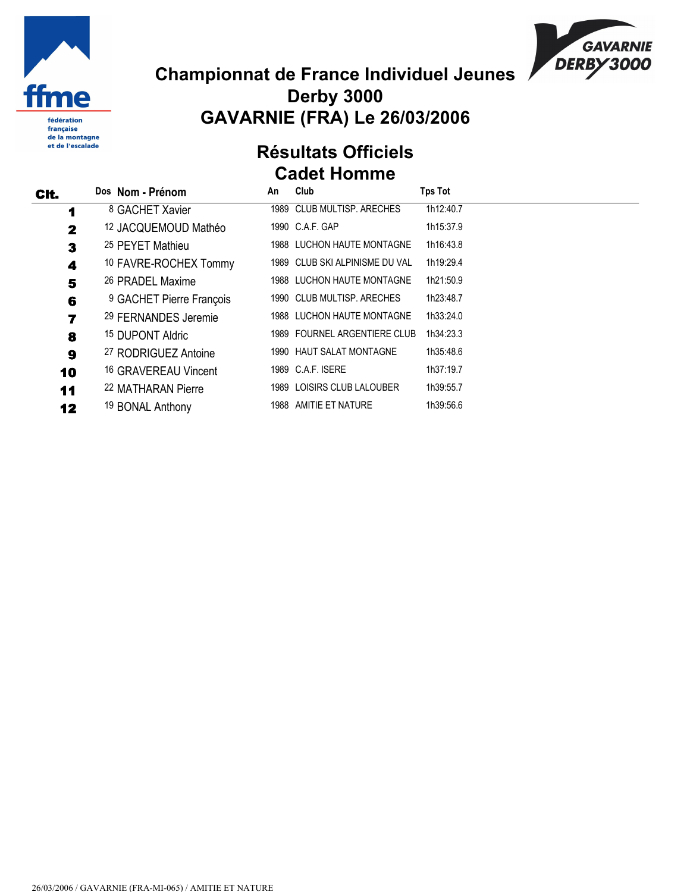# Championnat de France Individuel Jeunes
# Derby 3000
# GAVARNIE (FRA) Le 26/03/2006

## Résultats Officiels
## Cadet Homme

| Clt. | Dos | Nom - Prénom | An | Club | Tps Tot |
|---|---|---|---|---|---|
| 1 | 8 | GACHET Xavier | 1989 | CLUB MULTISP. ARECHES | 1h12:40.7 |
| 2 | 12 | JACQUEMOUD Mathéo | 1990 | C.A.F. GAP | 1h15:37.9 |
| 3 | 25 | PEYET Mathieu | 1988 | LUCHON HAUTE MONTAGNE | 1h16:43.8 |
| 4 | 10 | FAVRE-ROCHEX Tommy | 1989 | CLUB SKI ALPINISME DU VAL | 1h19:29.4 |
| 5 | 26 | PRADEL Maxime | 1988 | LUCHON HAUTE MONTAGNE | 1h21:50.9 |
| 6 | 9 | GACHET Pierre François | 1990 | CLUB MULTISP. ARECHES | 1h23:48.7 |
| 7 | 29 | FERNANDES Jeremie | 1988 | LUCHON HAUTE MONTAGNE | 1h33:24.0 |
| 8 | 15 | DUPONT Aldric | 1989 | FOURNEL ARGENTIERE CLUB | 1h34:23.3 |
| 9 | 27 | RODRIGUEZ Antoine | 1990 | HAUT SALAT MONTAGNE | 1h35:48.6 |
| 10 | 16 | GRAVEREAU Vincent | 1989 | C.A.F. ISERE | 1h37:19.7 |
| 11 | 22 | MATHARAN Pierre | 1989 | LOISIRS CLUB LALOUBER | 1h39:55.7 |
| 12 | 19 | BONAL Anthony | 1988 | AMITIE ET NATURE | 1h39:56.6 |

26/03/2006 / GAVARNIE (FRA-MI-065) / AMITIE ET NATURE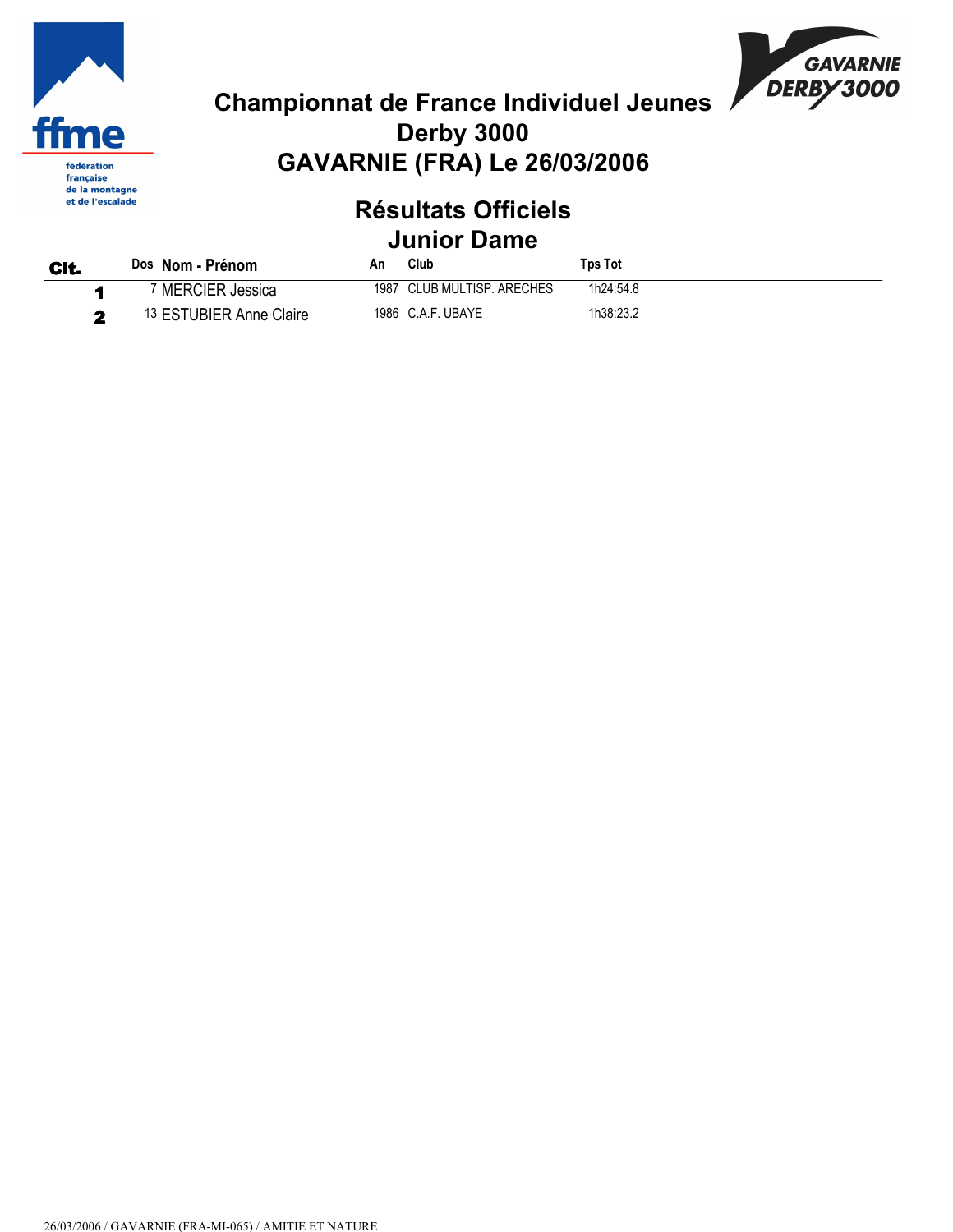# Championnat de France Individuel Jeunes

# Derby 3000

# GAVARNIE (FRA) Le 26/03/2006

## Résultats Officiels

## Junior Dame

| Clt. | Dos | Nom - Prénom | An | Club | Tps Tot |
|---|---|---|---|---|---|
| 1 | 7 | MERCIER Jessica | 1987 | CLUB MULTISP. ARECHES | 1h24:54.8 |
| 2 | 13 | ESTUBIER Anne Claire | 1986 | C.A.F. UBAYE | 1h38:23.2 |

26/03/2006 / GAVARNIE (FRA-MI-065) / AMITIE ET NATURE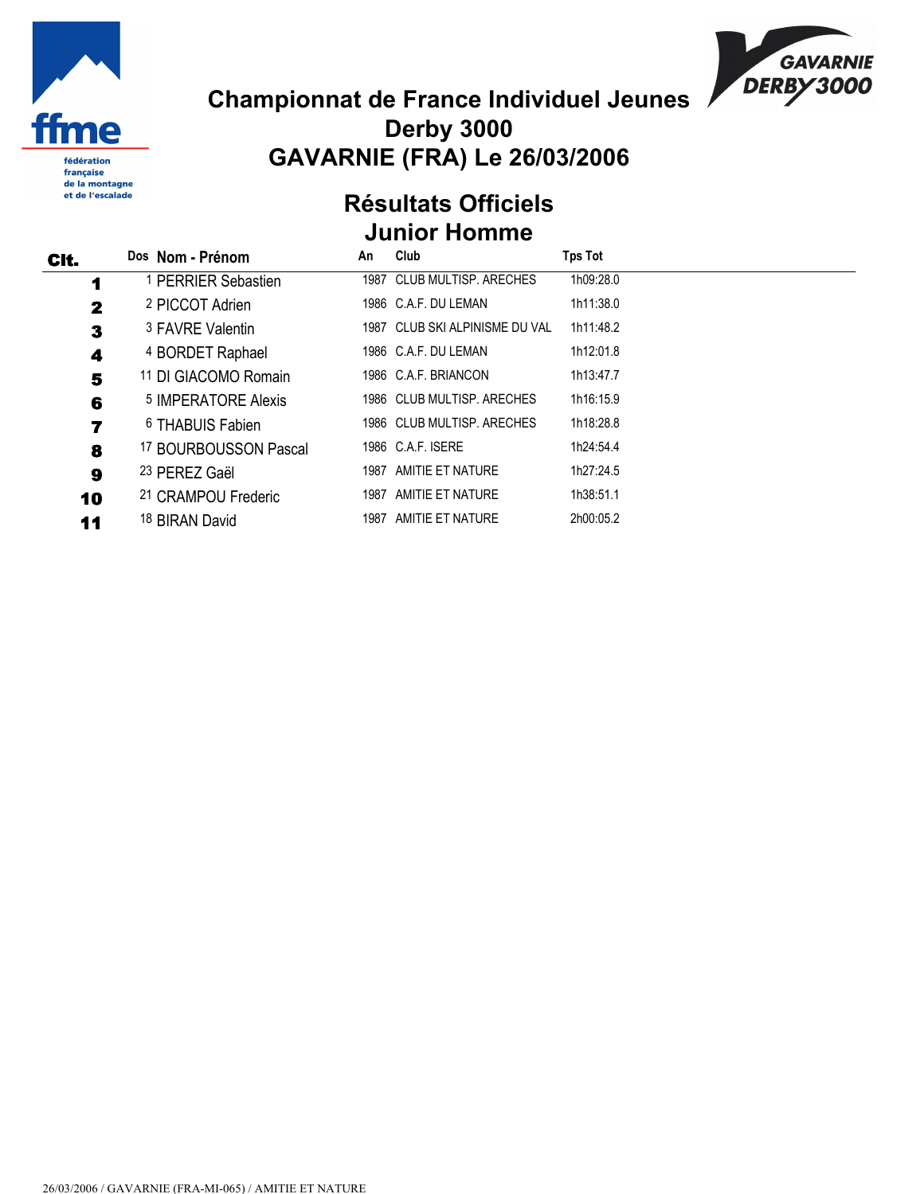# Championnat de France Individuel Jeunes
# Derby 3000
# GAVARNIE (FRA) Le 26/03/2006

## Résultats Officiels
## Junior Homme

| Clt. | Dos | Nom - Prénom | An | Club | Tps Tot |
|---|---|---|---|---|---|
| 1 | 1 | PERRIER Sebastien | 1987 | CLUB MULTISP. ARECHES | 1h09:28.0 |
| 2 | 2 | PICCOT Adrien | 1986 | C.A.F. DU LEMAN | 1h11:38.0 |
| 3 | 3 | FAVRE Valentin | 1987 | CLUB SKI ALPINISME DU VAL | 1h11:48.2 |
| 4 | 4 | BORDET Raphael | 1986 | C.A.F. DU LEMAN | 1h12:01.8 |
| 5 | 11 | DI GIACOMO Romain | 1986 | C.A.F. BRIANCON | 1h13:47.7 |
| 6 | 5 | IMPERATORE Alexis | 1986 | CLUB MULTISP. ARECHES | 1h16:15.9 |
| 7 | 6 | THABUIS Fabien | 1986 | CLUB MULTISP. ARECHES | 1h18:28.8 |
| 8 | 17 | BOURBOUSSON Pascal | 1986 | C.A.F. ISERE | 1h24:54.4 |
| 9 | 23 | PEREZ Gaël | 1987 | AMITIE ET NATURE | 1h27:24.5 |
| 10 | 21 | CRAMPOU Frederic | 1987 | AMITIE ET NATURE | 1h38:51.1 |
| 11 | 18 | BIRAN David | 1987 | AMITIE ET NATURE | 2h00:05.2 |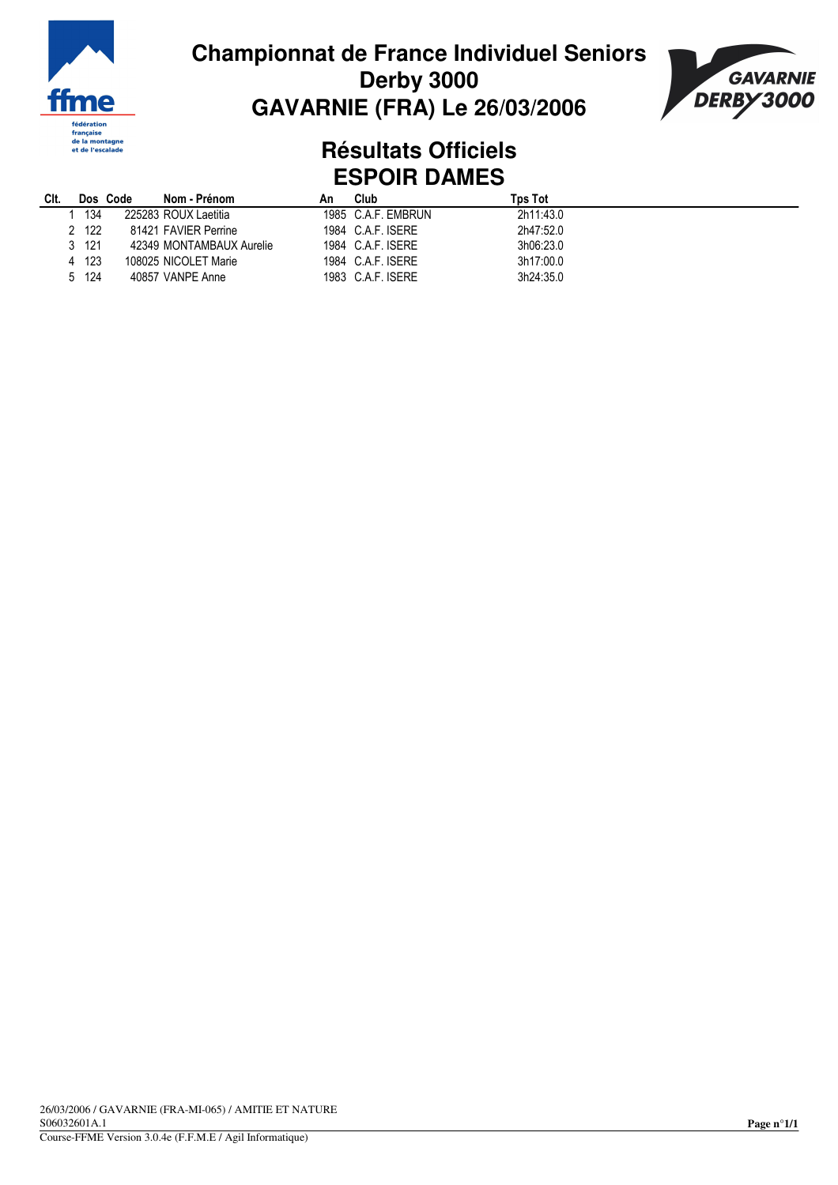# Championnat de France Individuel Seniors
# Derby 3000
# GAVARNIE (FRA) Le 26/03/2006

## Résultats Officiels
## ESPOIR DAMES

| Clt. | Dos | Code | Nom - Prénom | An | Club | Tps Tot |
|---|---|---|---|---|---|---|
| 1 | 134 | 225283 | ROUX Laetitia | 1985 | C.A.F. EMBRUN | 2h11:43.0 |
| 2 | 122 | 81421 | FAVIER Perrine | 1984 | C.A.F. ISERE | 2h47:52.0 |
| 3 | 121 | 42349 | MONTAMBAUX Aurelie | 1984 | C.A.F. ISERE | 3h06:23.0 |
| 4 | 123 | 108025 | NICOLET Marie | 1984 | C.A.F. ISERE | 3h17:00.0 |
| 5 | 124 | 40857 | VANPE Anne | 1983 | C.A.F. ISERE | 3h24:35.0 |

26/03/2006 / GAVARNIE (FRA-MI-065) / AMITIE ET NATURE
S06032601A.1
Course-FFME Version 3.0.4e (F.F.M.E / Agil Informatique)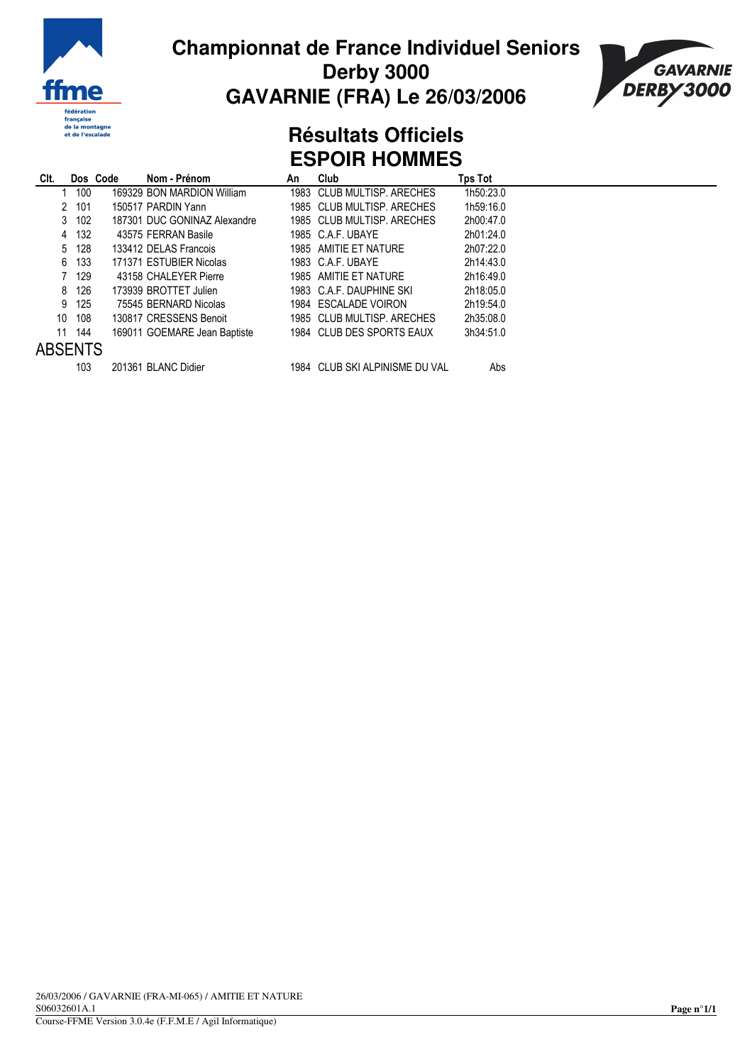# Championnat de France Individuel Seniors
# Derby 3000
# GAVARNIE (FRA) Le 26/03/2006

## Résultats Officiels
## ESPOIR HOMMES

| Clt. | Dos | Code | Nom - Prénom | An | Club | Tps Tot |
|---|---|---|---|---|---|---|
| 1 | 100 | 169329 | BON MARDION William | 1983 | CLUB MULTISP. ARECHES | 1h50:23.0 |
| 2 | 101 | 150517 | PARDIN Yann | 1985 | CLUB MULTISP. ARECHES | 1h59:16.0 |
| 3 | 102 | 187301 | DUC GONINAZ Alexandre | 1985 | CLUB MULTISP. ARECHES | 2h00:47.0 |
| 4 | 132 | 43575 | FERRAN Basile | 1985 | C.A.F. UBAYE | 2h01:24.0 |
| 5 | 128 | 133412 | DELAS Francois | 1985 | AMITIE ET NATURE | 2h07:22.0 |
| 6 | 133 | 171371 | ESTUBIER Nicolas | 1983 | C.A.F. UBAYE | 2h14:43.0 |
| 7 | 129 | 43158 | CHALEYER Pierre | 1985 | AMITIE ET NATURE | 2h16:49.0 |
| 8 | 126 | 173939 | BROTTET Julien | 1983 | C.A.F. DAUPHINE SKI | 2h18:05.0 |
| 9 | 125 | 75545 | BERNARD Nicolas | 1984 | ESCALADE VOIRON | 2h19:54.0 |
| 10 | 108 | 130817 | CRESSENS Benoit | 1985 | CLUB MULTISP. ARECHES | 2h35:08.0 |
| 11 | 144 | 169011 | GOEMARE Jean Baptiste | 1984 | CLUB DES SPORTS EAUX | 3h34:51.0 |

### ABSENTS

| Clt. | Dos | Code | Nom - Prénom | An | Club | Tps Tot |
|---|---|---|---|---|---|---|
| | 103 | 201361 | BLANC Didier | 1984 | CLUB SKI ALPINISME DU VAL | Abs |

26/03/2006 / GAVARNIE (FRA-MI-065) / AMITIE ET NATURE
S06032601A.1
Course-FFME Version 3.0.4e (F.F.M.E / Agil Informatique)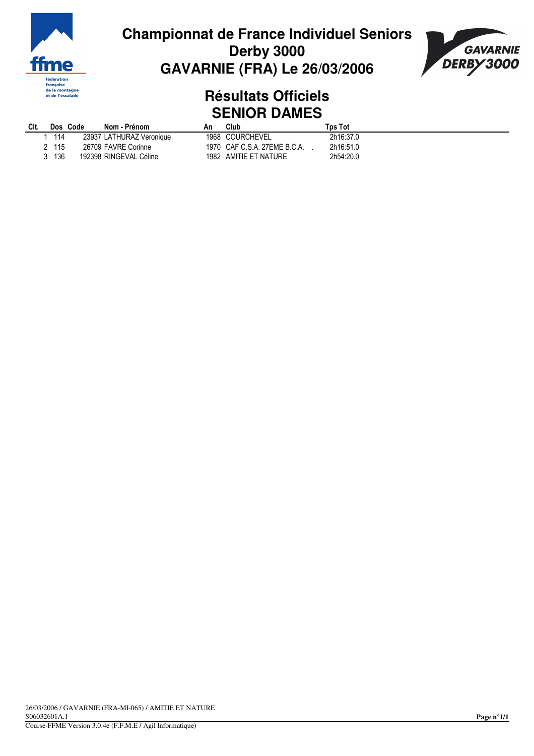# Championnat de France Individuel Seniors
# Derby 3000
# GAVARNIE (FRA) Le 26/03/2006

## Résultats Officiels
## SENIOR DAMES

| Clt. | Dos | Code | Nom - Prénom | An | Club | Tps Tot |
|---|---|---|---|---|---|---|
| 1 | 114 | 23937 | LATHURAZ Veronique | 1968 | COURCHEVEL | 2h16:37.0 |
| 2 | 115 | 26709 | FAVRE Corinne | 1970 | CAF C.S.A. 27EME B.C.A. . | 2h16:51.0 |
| 3 | 136 | 192398 | RINGEVAL Céline | 1982 | AMITIE ET NATURE | 2h54:20.0 |

26/03/2006 / GAVARNIE (FRA-MI-065) / AMITIE ET NATURE
S06032601A.1
Course-FFME Version 3.0.4e (F.F.M.E / Agil Informatique)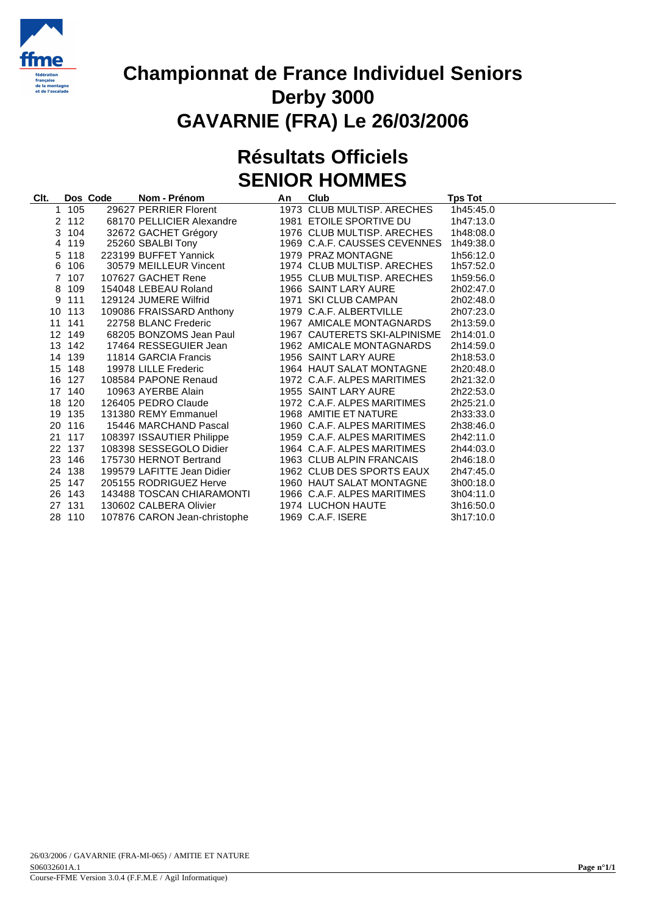# Championnat de France Individuel Seniors

# Derby 3000

# GAVARNIE (FRA) Le 26/03/2006

## Résultats Officiels

## SENIOR HOMMES

| Clt. | Dos | Code | Nom - Prénom | An | Club | Tps Tot |
|---|---|---|---|---|---|---|
| 1 | 105 | 29627 | PERRIER Florent | 1973 | CLUB MULTISP. ARECHES | 1h45:45.0 |
| 2 | 112 | 68170 | PELLICIER Alexandre | 1981 | ETOILE SPORTIVE DU | 1h47:13.0 |
| 3 | 104 | 32672 | GACHET Grégory | 1976 | CLUB MULTISP. ARECHES | 1h48:08.0 |
| 4 | 119 | 25260 | SBALBI Tony | 1969 | C.A.F. CAUSSES CEVENNES | 1h49:38.0 |
| 5 | 118 | 223199 | BUFFET Yannick | 1979 | PRAZ MONTAGNE | 1h56:12.0 |
| 6 | 106 | 30579 | MEILLEUR Vincent | 1974 | CLUB MULTISP. ARECHES | 1h57:52.0 |
| 7 | 107 | 107627 | GACHET Rene | 1955 | CLUB MULTISP. ARECHES | 1h59:56.0 |
| 8 | 109 | 154048 | LEBEAU Roland | 1966 | SAINT LARY AURE | 2h02:47.0 |
| 9 | 111 | 129124 | JUMERE Wilfrid | 1971 | SKI CLUB CAMPAN | 2h02:48.0 |
| 10 | 113 | 109086 | FRAISSARD Anthony | 1979 | C.A.F. ALBERTVILLE | 2h07:23.0 |
| 11 | 141 | 22758 | BLANC Frederic | 1967 | AMICALE MONTAGNARDS | 2h13:59.0 |
| 12 | 149 | 68205 | BONZOMS Jean Paul | 1967 | CAUTERETS SKI-ALPINISME | 2h14:01.0 |
| 13 | 142 | 17464 | RESSEGUIER Jean | 1962 | AMICALE MONTAGNARDS | 2h14:59.0 |
| 14 | 139 | 11814 | GARCIA Francis | 1956 | SAINT LARY AURE | 2h18:53.0 |
| 15 | 148 | 19978 | LILLE Frederic | 1964 | HAUT SALAT MONTAGNE | 2h20:48.0 |
| 16 | 127 | 108584 | PAPONE Renaud | 1972 | C.A.F. ALPES MARITIMES | 2h21:32.0 |
| 17 | 140 | 10963 | AYERBE Alain | 1955 | SAINT LARY AURE | 2h22:53.0 |
| 18 | 120 | 126405 | PEDRO Claude | 1972 | C.A.F. ALPES MARITIMES | 2h25:21.0 |
| 19 | 135 | 131380 | REMY Emmanuel | 1968 | AMITIE ET NATURE | 2h33:33.0 |
| 20 | 116 | 15446 | MARCHAND Pascal | 1960 | C.A.F. ALPES MARITIMES | 2h38:46.0 |
| 21 | 117 | 108397 | ISSAUTIER Philippe | 1959 | C.A.F. ALPES MARITIMES | 2h42:11.0 |
| 22 | 137 | 108398 | SESSEGOLO Didier | 1964 | C.A.F. ALPES MARITIMES | 2h44:03.0 |
| 23 | 146 | 175730 | HERNOT Bertrand | 1963 | CLUB ALPIN FRANCAIS | 2h46:18.0 |
| 24 | 138 | 199579 | LAFITTE Jean Didier | 1962 | CLUB DES SPORTS EAUX | 2h47:45.0 |
| 25 | 147 | 205155 | RODRIGUEZ Herve | 1960 | HAUT SALAT MONTAGNE | 3h00:18.0 |
| 26 | 143 | 143488 | TOSCAN CHIARAMONTI | 1966 | C.A.F. ALPES MARITIMES | 3h04:11.0 |
| 27 | 131 | 130602 | CALBERA Olivier | 1974 | LUCHON HAUTE | 3h16:50.0 |
| 28 | 110 | 107876 | CARON Jean-christophe | 1969 | C.A.F. ISERE | 3h17:10.0 |

26/03/2006 / GAVARNIE (FRA-MI-065) / AMITIE ET NATURE
S06032601A.1
Course-FFME Version 3.0.4 (F.F.M.E / Agil Informatique)